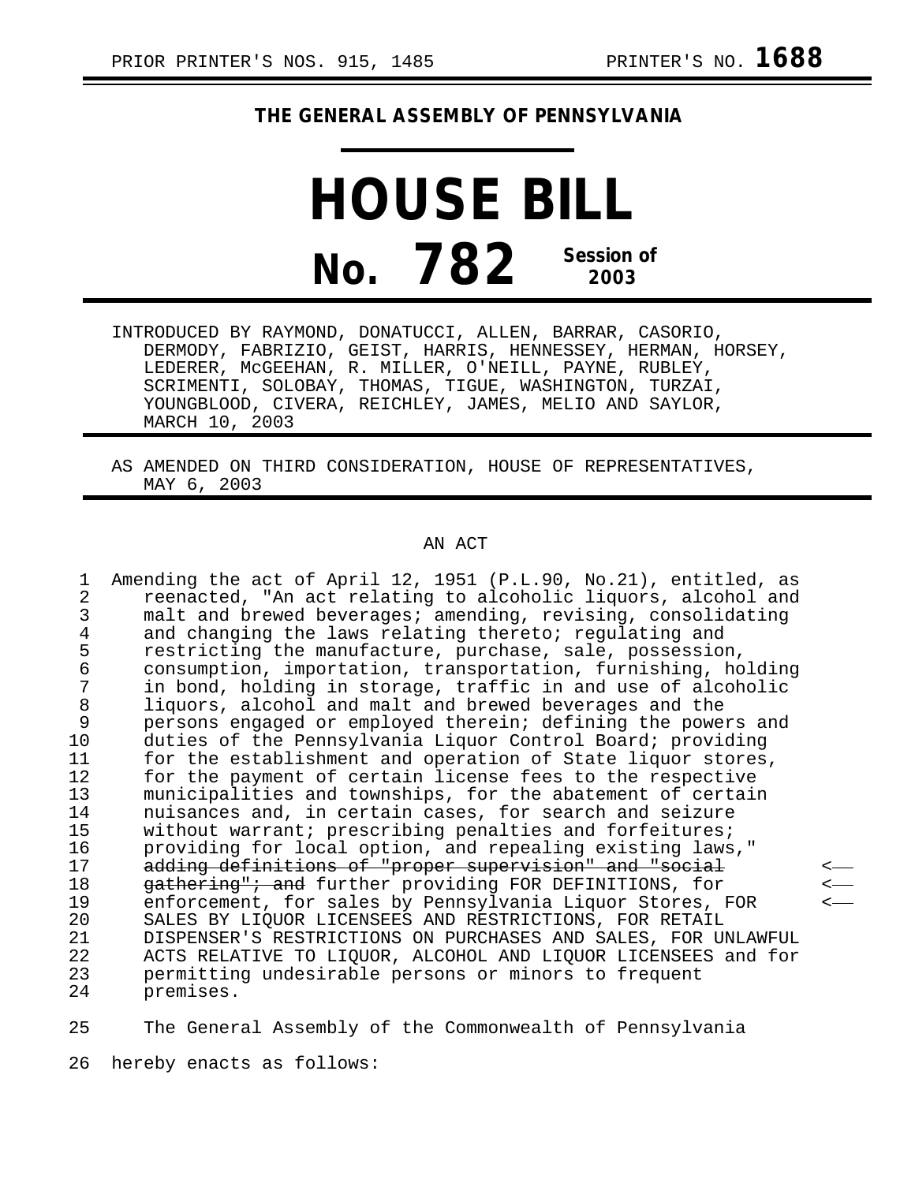PRIOR PRINTER'S NOS. 915, 1485 PRINTER'S NO. **1688**

# THE GENERAL ASSEMBLY OF PENNSYLVANIA

# HOUSE BILL

## No. 782 Session of 2003

INTRODUCED BY RAYMOND, DONATUCCI, ALLEN, BARRAR, CASORIO, DERMODY, FABRIZIO, GEIST, HARRIS, HENNESSEY, HERMAN, HORSEY, LEDERER, McGEEHAN, R. MILLER, O'NEILL, PAYNE, RUBLEY, SCRIMENTI, SOLOBAY, THOMAS, TIGUE, WASHINGTON, TURZAI, YOUNGBLOOD, CIVERA, REICHLEY, JAMES, MELIO AND SAYLOR, MARCH 10, 2003

AS AMENDED ON THIRD CONSIDERATION, HOUSE OF REPRESENTATIVES, MAY 6, 2003

AN ACT

Amending the act of April 12, 1951 (P.L.90, No.21), entitled, as reenacted, "An act relating to alcoholic liquors, alcohol and malt and brewed beverages; amending, revising, consolidating and changing the laws relating thereto; regulating and restricting the manufacture, purchase, sale, possession, consumption, importation, transportation, furnishing, holding in bond, holding in storage, traffic in and use of alcoholic liquors, alcohol and malt and brewed beverages and the persons engaged or employed therein; defining the powers and duties of the Pennsylvania Liquor Control Board; providing for the establishment and operation of State liquor stores, for the payment of certain license fees to the respective municipalities and townships, for the abatement of certain nuisances and, in certain cases, for search and seizure without warrant; prescribing penalties and forfeitures; providing for local option, and repealing existing laws," ~~adding definitions of "proper supervision" and "social gathering"; and~~ further providing FOR DEFINITIONS, for enforcement, for sales by Pennsylvania Liquor Stores, FOR SALES BY LIQUOR LICENSEES AND RESTRICTIONS, FOR RETAIL DISPENSER'S RESTRICTIONS ON PURCHASES AND SALES, FOR UNLAWFUL ACTS RELATIVE TO LIQUOR, ALCOHOL AND LIQUOR LICENSEES and for permitting undesirable persons or minors to frequent premises.

The General Assembly of the Commonwealth of Pennsylvania hereby enacts as follows: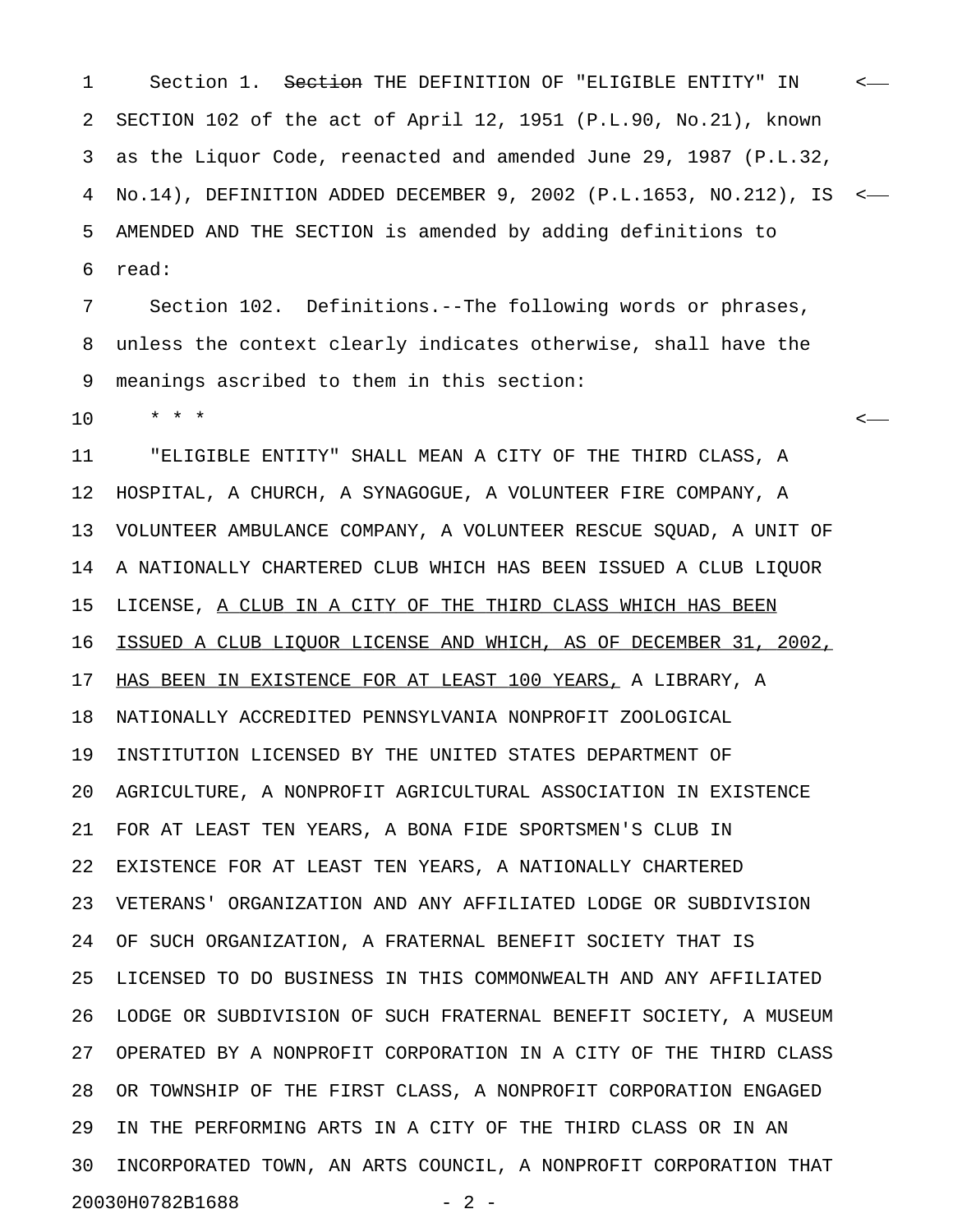Section 1. ~~Section~~ THE DEFINITION OF "ELIGIBLE ENTITY" IN SECTION 102 of the act of April 12, 1951 (P.L.90, No.21), known as the Liquor Code, reenacted and amended June 29, 1987 (P.L.32, No.14), DEFINITION ADDED DECEMBER 9, 2002 (P.L.1653, NO.212), IS AMENDED AND THE SECTION is amended by adding definitions to read:

Section 102. Definitions.--The following words or phrases, unless the context clearly indicates otherwise, shall have the meanings ascribed to them in this section:

\* \* \*

"ELIGIBLE ENTITY" SHALL MEAN A CITY OF THE THIRD CLASS, A HOSPITAL, A CHURCH, A SYNAGOGUE, A VOLUNTEER FIRE COMPANY, A VOLUNTEER AMBULANCE COMPANY, A VOLUNTEER RESCUE SQUAD, A UNIT OF A NATIONALLY CHARTERED CLUB WHICH HAS BEEN ISSUED A CLUB LIQUOR LICENSE, <u>A CLUB IN A CITY OF THE THIRD CLASS WHICH HAS BEEN ISSUED A CLUB LIQUOR LICENSE AND WHICH, AS OF DECEMBER 31, 2002, HAS BEEN IN EXISTENCE FOR AT LEAST 100 YEARS,</u> A LIBRARY, A NATIONALLY ACCREDITED PENNSYLVANIA NONPROFIT ZOOLOGICAL INSTITUTION LICENSED BY THE UNITED STATES DEPARTMENT OF AGRICULTURE, A NONPROFIT AGRICULTURAL ASSOCIATION IN EXISTENCE FOR AT LEAST TEN YEARS, A BONA FIDE SPORTSMEN'S CLUB IN EXISTENCE FOR AT LEAST TEN YEARS, A NATIONALLY CHARTERED VETERANS' ORGANIZATION AND ANY AFFILIATED LODGE OR SUBDIVISION OF SUCH ORGANIZATION, A FRATERNAL BENEFIT SOCIETY THAT IS LICENSED TO DO BUSINESS IN THIS COMMONWEALTH AND ANY AFFILIATED LODGE OR SUBDIVISION OF SUCH FRATERNAL BENEFIT SOCIETY, A MUSEUM OPERATED BY A NONPROFIT CORPORATION IN A CITY OF THE THIRD CLASS OR TOWNSHIP OF THE FIRST CLASS, A NONPROFIT CORPORATION ENGAGED IN THE PERFORMING ARTS IN A CITY OF THE THIRD CLASS OR IN AN INCORPORATED TOWN, AN ARTS COUNCIL, A NONPROFIT CORPORATION THAT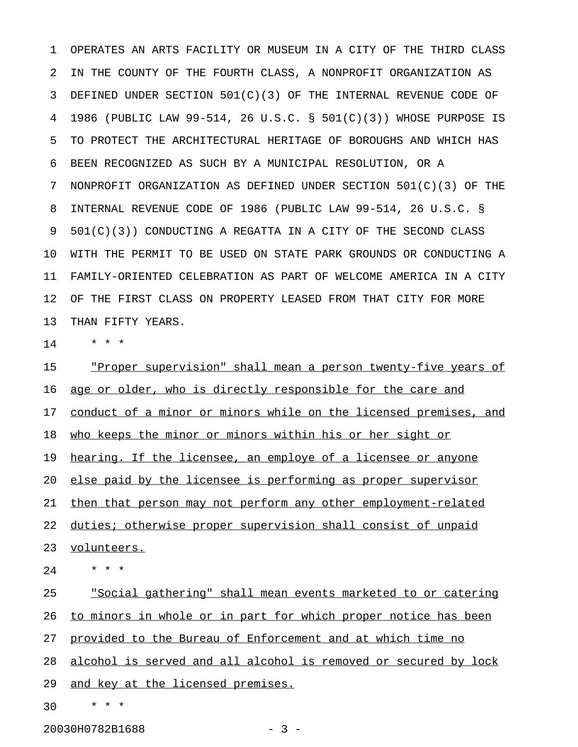OPERATES AN ARTS FACILITY OR MUSEUM IN A CITY OF THE THIRD CLASS IN THE COUNTY OF THE FOURTH CLASS, A NONPROFIT ORGANIZATION AS DEFINED UNDER SECTION 501(C)(3) OF THE INTERNAL REVENUE CODE OF 1986 (PUBLIC LAW 99-514, 26 U.S.C. § 501(C)(3)) WHOSE PURPOSE IS TO PROTECT THE ARCHITECTURAL HERITAGE OF BOROUGHS AND WHICH HAS BEEN RECOGNIZED AS SUCH BY A MUNICIPAL RESOLUTION, OR A NONPROFIT ORGANIZATION AS DEFINED UNDER SECTION 501(C)(3) OF THE INTERNAL REVENUE CODE OF 1986 (PUBLIC LAW 99-514, 26 U.S.C. § 501(C)(3)) CONDUCTING A REGATTA IN A CITY OF THE SECOND CLASS WITH THE PERMIT TO BE USED ON STATE PARK GROUNDS OR CONDUCTING A FAMILY-ORIENTED CELEBRATION AS PART OF WELCOME AMERICA IN A CITY OF THE FIRST CLASS ON PROPERTY LEASED FROM THAT CITY FOR MORE THAN FIFTY YEARS.

\* \* \*

"Proper supervision" shall mean a person twenty-five years of age or older, who is directly responsible for the care and conduct of a minor or minors while on the licensed premises, and who keeps the minor or minors within his or her sight or hearing. If the licensee, an employe of a licensee or anyone else paid by the licensee is performing as proper supervisor then that person may not perform any other employment-related duties; otherwise proper supervision shall consist of unpaid volunteers.

\* \* \*

"Social gathering" shall mean events marketed to or catering to minors in whole or in part for which proper notice has been provided to the Bureau of Enforcement and at which time no alcohol is served and all alcohol is removed or secured by lock and key at the licensed premises.

\* \* \*

20030H0782B1688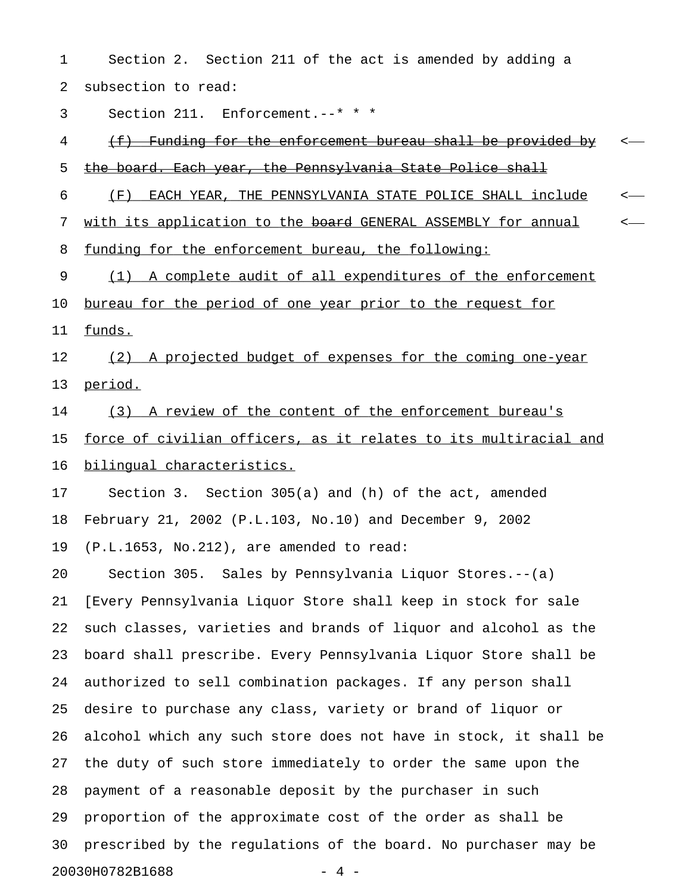Section 2. Section 211 of the act is amended by adding a subsection to read:

Section 211. Enforcement.--* * *

~~(f) Funding for the enforcement bureau shall be provided by the board. Each year, the Pennsylvania State Police shall~~

(F) EACH YEAR, THE PENNSYLVANIA STATE POLICE SHALL include with its application to the ~~board~~ GENERAL ASSEMBLY for annual funding for the enforcement bureau, the following:

(1) A complete audit of all expenditures of the enforcement bureau for the period of one year prior to the request for funds.

(2) A projected budget of expenses for the coming one-year period.

(3) A review of the content of the enforcement bureau's force of civilian officers, as it relates to its multiracial and bilingual characteristics.

Section 3. Section 305(a) and (h) of the act, amended February 21, 2002 (P.L.103, No.10) and December 9, 2002 (P.L.1653, No.212), are amended to read:

Section 305. Sales by Pennsylvania Liquor Stores.--(a) [Every Pennsylvania Liquor Store shall keep in stock for sale such classes, varieties and brands of liquor and alcohol as the board shall prescribe. Every Pennsylvania Liquor Store shall be authorized to sell combination packages. If any person shall desire to purchase any class, variety or brand of liquor or alcohol which any such store does not have in stock, it shall be the duty of such store immediately to order the same upon the payment of a reasonable deposit by the purchaser in such proportion of the approximate cost of the order as shall be prescribed by the regulations of the board. No purchaser may be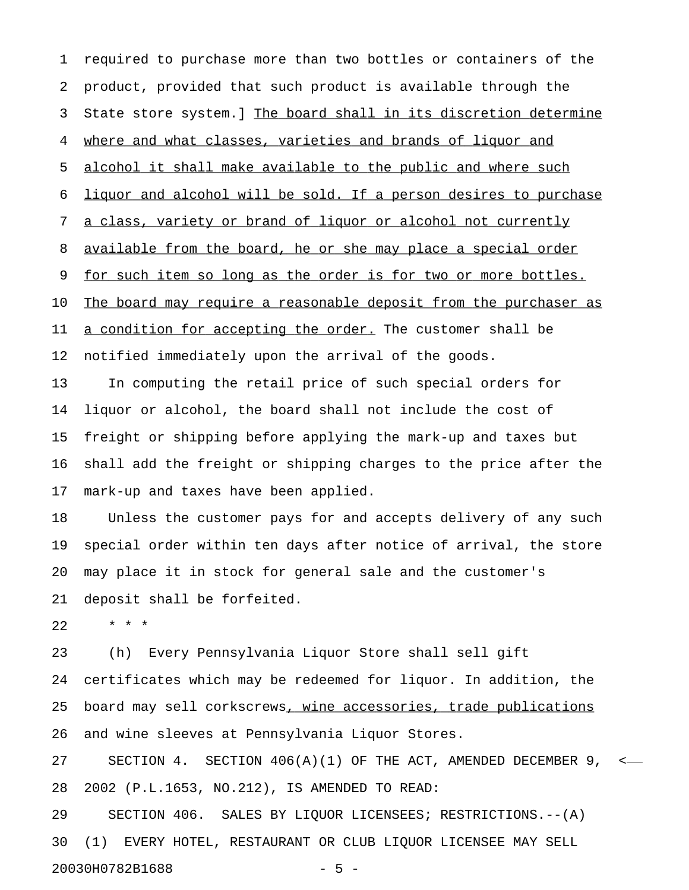required to purchase more than two bottles or containers of the product, provided that such product is available through the State store system.] The board shall in its discretion determine where and what classes, varieties and brands of liquor and alcohol it shall make available to the public and where such liquor and alcohol will be sold. If a person desires to purchase a class, variety or brand of liquor or alcohol not currently available from the board, he or she may place a special order for such item so long as the order is for two or more bottles. The board may require a reasonable deposit from the purchaser as a condition for accepting the order. The customer shall be notified immediately upon the arrival of the goods.

In computing the retail price of such special orders for liquor or alcohol, the board shall not include the cost of freight or shipping before applying the mark-up and taxes but shall add the freight or shipping charges to the price after the mark-up and taxes have been applied.

Unless the customer pays for and accepts delivery of any such special order within ten days after notice of arrival, the store may place it in stock for general sale and the customer's deposit shall be forfeited.

* * *

(h) Every Pennsylvania Liquor Store shall sell gift certificates which may be redeemed for liquor. In addition, the board may sell corkscrews, wine accessories, trade publications and wine sleeves at Pennsylvania Liquor Stores.

SECTION 4. SECTION 406(A)(1) OF THE ACT, AMENDED DECEMBER 9, 2002 (P.L.1653, NO.212), IS AMENDED TO READ:

SECTION 406. SALES BY LIQUOR LICENSEES; RESTRICTIONS.--(A) (1) EVERY HOTEL, RESTAURANT OR CLUB LIQUOR LICENSEE MAY SELL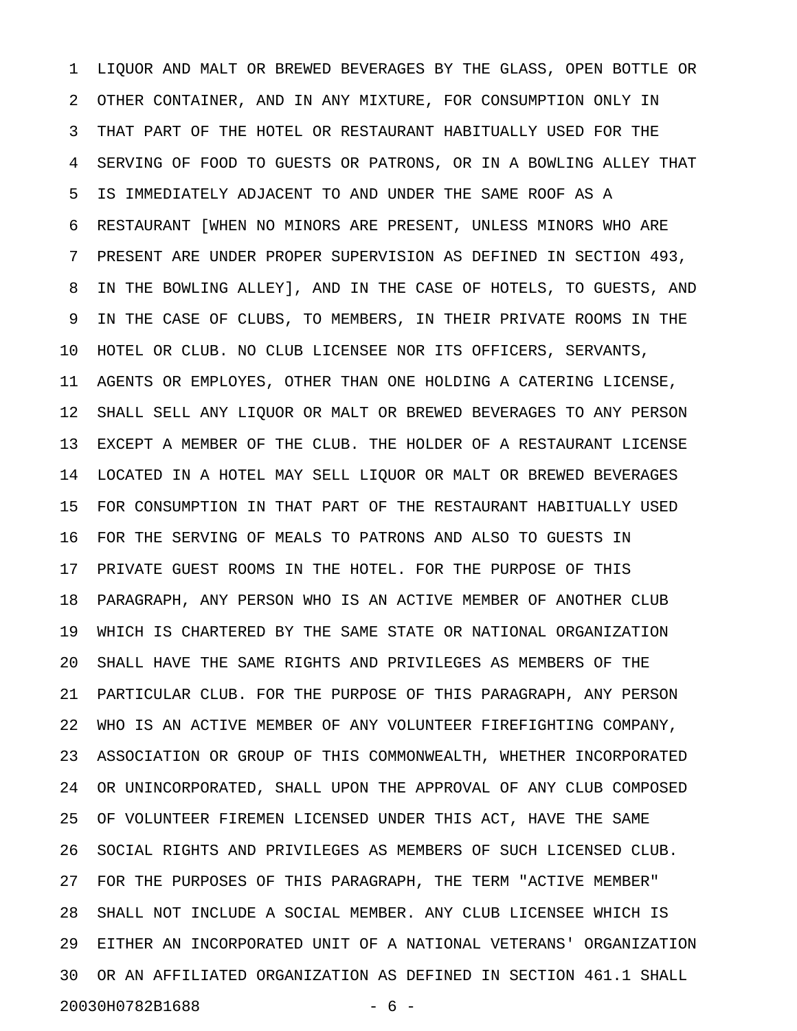LIQUOR AND MALT OR BREWED BEVERAGES BY THE GLASS, OPEN BOTTLE OR OTHER CONTAINER, AND IN ANY MIXTURE, FOR CONSUMPTION ONLY IN THAT PART OF THE HOTEL OR RESTAURANT HABITUALLY USED FOR THE SERVING OF FOOD TO GUESTS OR PATRONS, OR IN A BOWLING ALLEY THAT IS IMMEDIATELY ADJACENT TO AND UNDER THE SAME ROOF AS A RESTAURANT [WHEN NO MINORS ARE PRESENT, UNLESS MINORS WHO ARE PRESENT ARE UNDER PROPER SUPERVISION AS DEFINED IN SECTION 493, IN THE BOWLING ALLEY], AND IN THE CASE OF HOTELS, TO GUESTS, AND IN THE CASE OF CLUBS, TO MEMBERS, IN THEIR PRIVATE ROOMS IN THE HOTEL OR CLUB. NO CLUB LICENSEE NOR ITS OFFICERS, SERVANTS, AGENTS OR EMPLOYES, OTHER THAN ONE HOLDING A CATERING LICENSE, SHALL SELL ANY LIQUOR OR MALT OR BREWED BEVERAGES TO ANY PERSON EXCEPT A MEMBER OF THE CLUB. THE HOLDER OF A RESTAURANT LICENSE LOCATED IN A HOTEL MAY SELL LIQUOR OR MALT OR BREWED BEVERAGES FOR CONSUMPTION IN THAT PART OF THE RESTAURANT HABITUALLY USED FOR THE SERVING OF MEALS TO PATRONS AND ALSO TO GUESTS IN PRIVATE GUEST ROOMS IN THE HOTEL. FOR THE PURPOSE OF THIS PARAGRAPH, ANY PERSON WHO IS AN ACTIVE MEMBER OF ANOTHER CLUB WHICH IS CHARTERED BY THE SAME STATE OR NATIONAL ORGANIZATION SHALL HAVE THE SAME RIGHTS AND PRIVILEGES AS MEMBERS OF THE PARTICULAR CLUB. FOR THE PURPOSE OF THIS PARAGRAPH, ANY PERSON WHO IS AN ACTIVE MEMBER OF ANY VOLUNTEER FIREFIGHTING COMPANY, ASSOCIATION OR GROUP OF THIS COMMONWEALTH, WHETHER INCORPORATED OR UNINCORPORATED, SHALL UPON THE APPROVAL OF ANY CLUB COMPOSED OF VOLUNTEER FIREMEN LICENSED UNDER THIS ACT, HAVE THE SAME SOCIAL RIGHTS AND PRIVILEGES AS MEMBERS OF SUCH LICENSED CLUB. FOR THE PURPOSES OF THIS PARAGRAPH, THE TERM "ACTIVE MEMBER" SHALL NOT INCLUDE A SOCIAL MEMBER. ANY CLUB LICENSEE WHICH IS EITHER AN INCORPORATED UNIT OF A NATIONAL VETERANS' ORGANIZATION OR AN AFFILIATED ORGANIZATION AS DEFINED IN SECTION 461.1 SHALL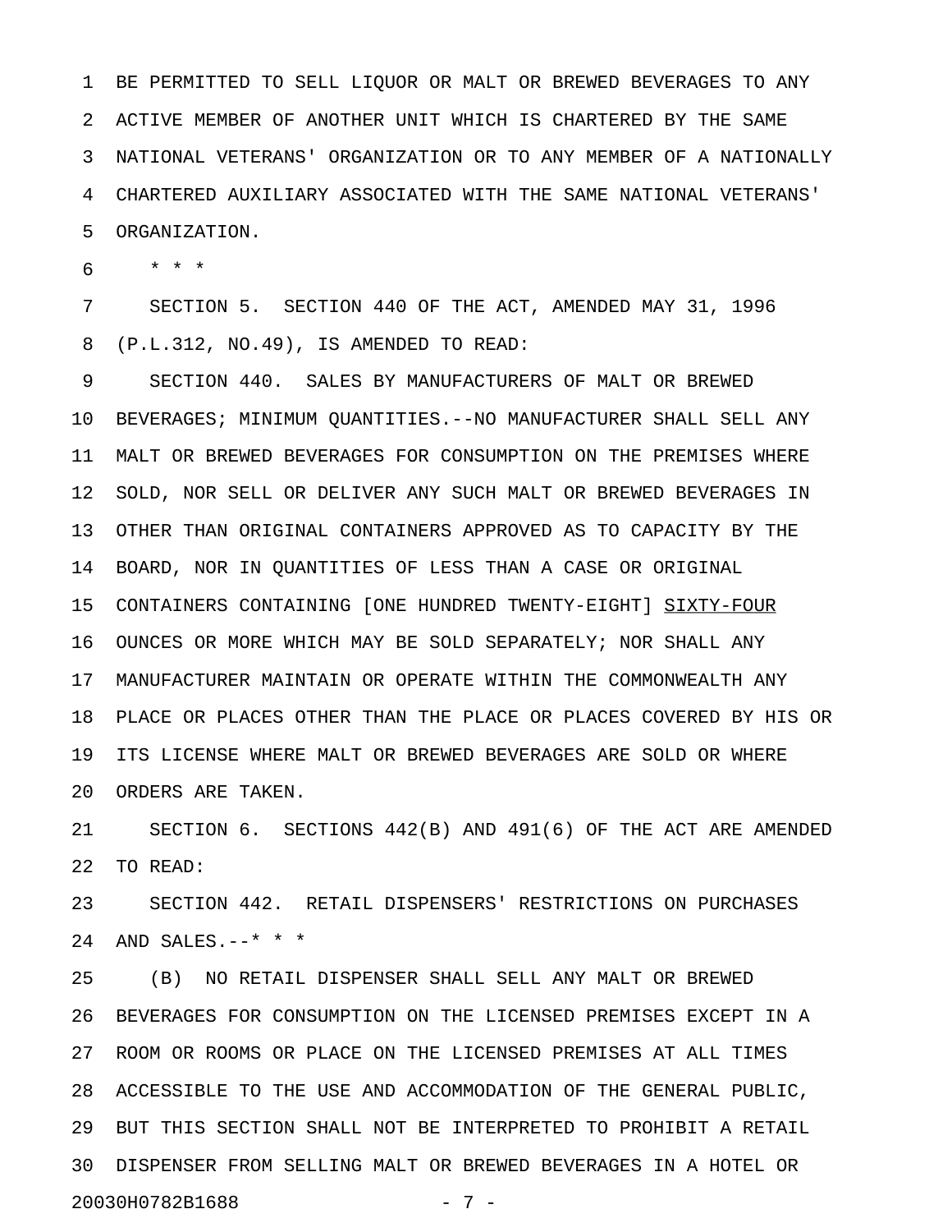BE PERMITTED TO SELL LIQUOR OR MALT OR BREWED BEVERAGES TO ANY ACTIVE MEMBER OF ANOTHER UNIT WHICH IS CHARTERED BY THE SAME NATIONAL VETERANS' ORGANIZATION OR TO ANY MEMBER OF A NATIONALLY CHARTERED AUXILIARY ASSOCIATED WITH THE SAME NATIONAL VETERANS' ORGANIZATION.

\* \* \*

SECTION 5. SECTION 440 OF THE ACT, AMENDED MAY 31, 1996 (P.L.312, NO.49), IS AMENDED TO READ:

SECTION 440. SALES BY MANUFACTURERS OF MALT OR BREWED BEVERAGES; MINIMUM QUANTITIES.--NO MANUFACTURER SHALL SELL ANY MALT OR BREWED BEVERAGES FOR CONSUMPTION ON THE PREMISES WHERE SOLD, NOR SELL OR DELIVER ANY SUCH MALT OR BREWED BEVERAGES IN OTHER THAN ORIGINAL CONTAINERS APPROVED AS TO CAPACITY BY THE BOARD, NOR IN QUANTITIES OF LESS THAN A CASE OR ORIGINAL CONTAINERS CONTAINING [ONE HUNDRED TWENTY-EIGHT] <u>SIXTY-FOUR</u> OUNCES OR MORE WHICH MAY BE SOLD SEPARATELY; NOR SHALL ANY MANUFACTURER MAINTAIN OR OPERATE WITHIN THE COMMONWEALTH ANY PLACE OR PLACES OTHER THAN THE PLACE OR PLACES COVERED BY HIS OR ITS LICENSE WHERE MALT OR BREWED BEVERAGES ARE SOLD OR WHERE ORDERS ARE TAKEN.

SECTION 6. SECTIONS 442(B) AND 491(6) OF THE ACT ARE AMENDED TO READ:

SECTION 442. RETAIL DISPENSERS' RESTRICTIONS ON PURCHASES AND SALES.--\* \* \*

(B) NO RETAIL DISPENSER SHALL SELL ANY MALT OR BREWED BEVERAGES FOR CONSUMPTION ON THE LICENSED PREMISES EXCEPT IN A ROOM OR ROOMS OR PLACE ON THE LICENSED PREMISES AT ALL TIMES ACCESSIBLE TO THE USE AND ACCOMMODATION OF THE GENERAL PUBLIC, BUT THIS SECTION SHALL NOT BE INTERPRETED TO PROHIBIT A RETAIL DISPENSER FROM SELLING MALT OR BREWED BEVERAGES IN A HOTEL OR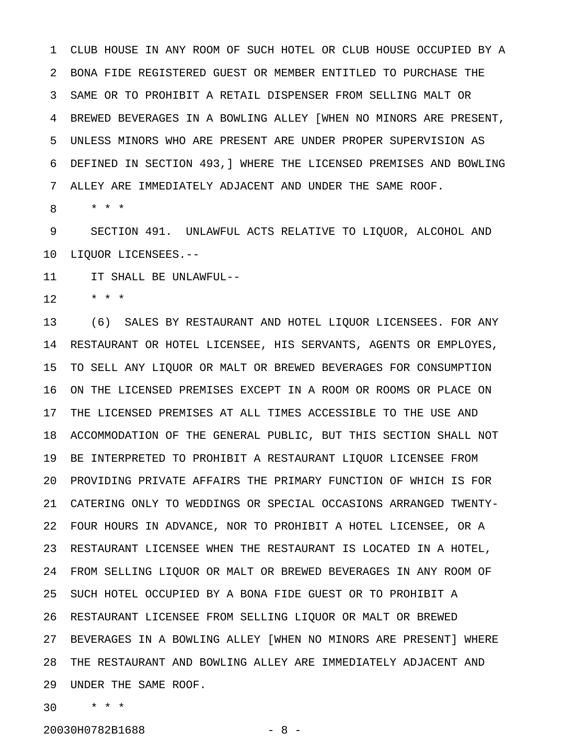CLUB HOUSE IN ANY ROOM OF SUCH HOTEL OR CLUB HOUSE OCCUPIED BY A BONA FIDE REGISTERED GUEST OR MEMBER ENTITLED TO PURCHASE THE SAME OR TO PROHIBIT A RETAIL DISPENSER FROM SELLING MALT OR BREWED BEVERAGES IN A BOWLING ALLEY [WHEN NO MINORS ARE PRESENT, UNLESS MINORS WHO ARE PRESENT ARE UNDER PROPER SUPERVISION AS DEFINED IN SECTION 493,] WHERE THE LICENSED PREMISES AND BOWLING ALLEY ARE IMMEDIATELY ADJACENT AND UNDER THE SAME ROOF.

\* \* \*

SECTION 491. UNLAWFUL ACTS RELATIVE TO LIQUOR, ALCOHOL AND LIQUOR LICENSEES.--

IT SHALL BE UNLAWFUL--

\* \* \*

(6) SALES BY RESTAURANT AND HOTEL LIQUOR LICENSEES. FOR ANY RESTAURANT OR HOTEL LICENSEE, HIS SERVANTS, AGENTS OR EMPLOYES, TO SELL ANY LIQUOR OR MALT OR BREWED BEVERAGES FOR CONSUMPTION ON THE LICENSED PREMISES EXCEPT IN A ROOM OR ROOMS OR PLACE ON THE LICENSED PREMISES AT ALL TIMES ACCESSIBLE TO THE USE AND ACCOMMODATION OF THE GENERAL PUBLIC, BUT THIS SECTION SHALL NOT BE INTERPRETED TO PROHIBIT A RESTAURANT LIQUOR LICENSEE FROM PROVIDING PRIVATE AFFAIRS THE PRIMARY FUNCTION OF WHICH IS FOR CATERING ONLY TO WEDDINGS OR SPECIAL OCCASIONS ARRANGED TWENTY-FOUR HOURS IN ADVANCE, NOR TO PROHIBIT A HOTEL LICENSEE, OR A RESTAURANT LICENSEE WHEN THE RESTAURANT IS LOCATED IN A HOTEL, FROM SELLING LIQUOR OR MALT OR BREWED BEVERAGES IN ANY ROOM OF SUCH HOTEL OCCUPIED BY A BONA FIDE GUEST OR TO PROHIBIT A RESTAURANT LICENSEE FROM SELLING LIQUOR OR MALT OR BREWED BEVERAGES IN A BOWLING ALLEY [WHEN NO MINORS ARE PRESENT] WHERE THE RESTAURANT AND BOWLING ALLEY ARE IMMEDIATELY ADJACENT AND UNDER THE SAME ROOF.

\* \* \*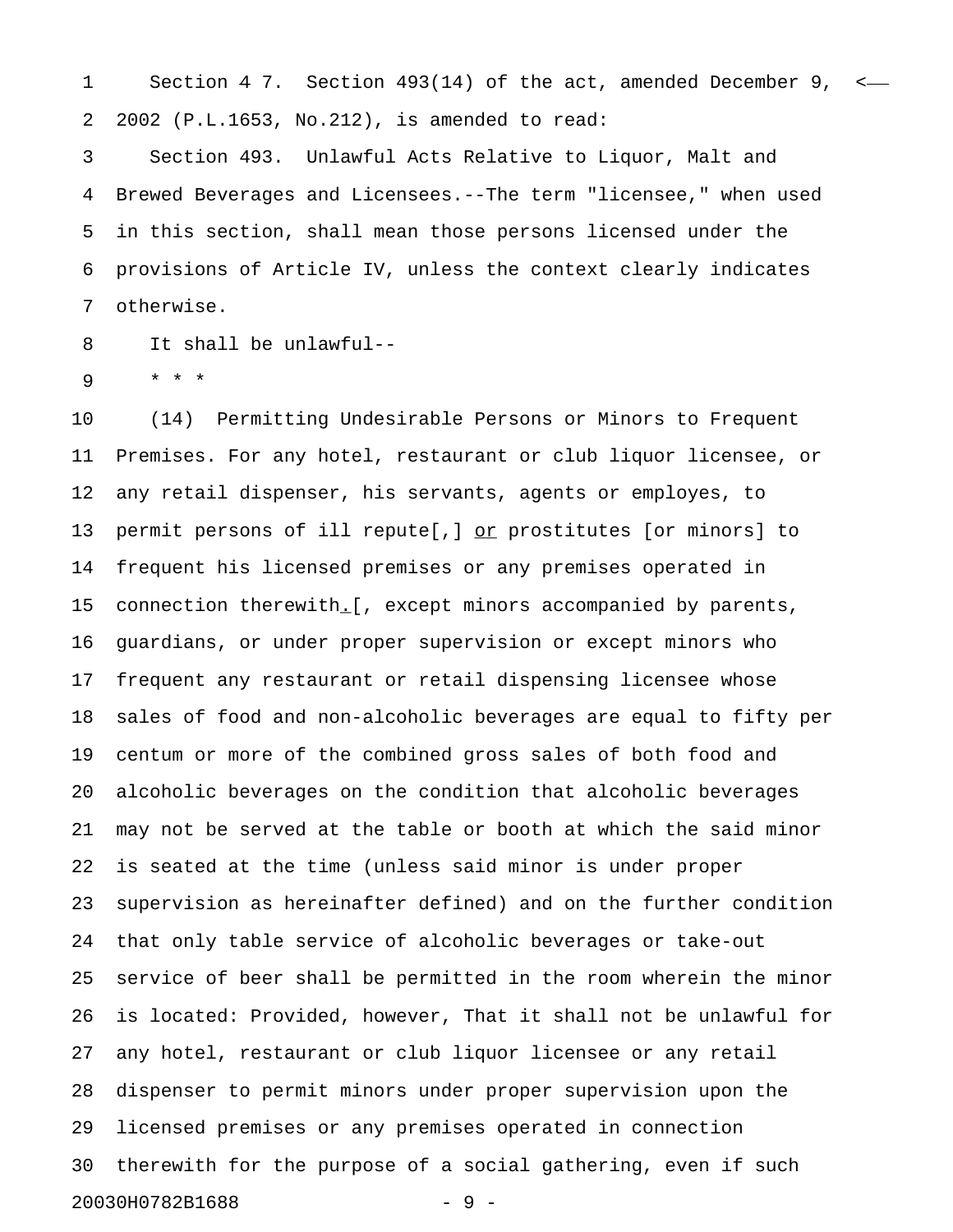Section 4 7. Section 493(14) of the act, amended December 9, 2002 (P.L.1653, No.212), is amended to read:

Section 493. Unlawful Acts Relative to Liquor, Malt and Brewed Beverages and Licensees.--The term "licensee," when used in this section, shall mean those persons licensed under the provisions of Article IV, unless the context clearly indicates otherwise.

It shall be unlawful--

* * *

(14) Permitting Undesirable Persons or Minors to Frequent Premises. For any hotel, restaurant or club liquor licensee, or any retail dispenser, his servants, agents or employes, to permit persons of ill repute[,] <u>or</u> prostitutes [or minors] to frequent his licensed premises or any premises operated in connection therewith<u>.</u>[, except minors accompanied by parents, guardians, or under proper supervision or except minors who frequent any restaurant or retail dispensing licensee whose sales of food and non-alcoholic beverages are equal to fifty per centum or more of the combined gross sales of both food and alcoholic beverages on the condition that alcoholic beverages may not be served at the table or booth at which the said minor is seated at the time (unless said minor is under proper supervision as hereinafter defined) and on the further condition that only table service of alcoholic beverages or take-out service of beer shall be permitted in the room wherein the minor is located: Provided, however, That it shall not be unlawful for any hotel, restaurant or club liquor licensee or any retail dispenser to permit minors under proper supervision upon the licensed premises or any premises operated in connection therewith for the purpose of a social gathering, even if such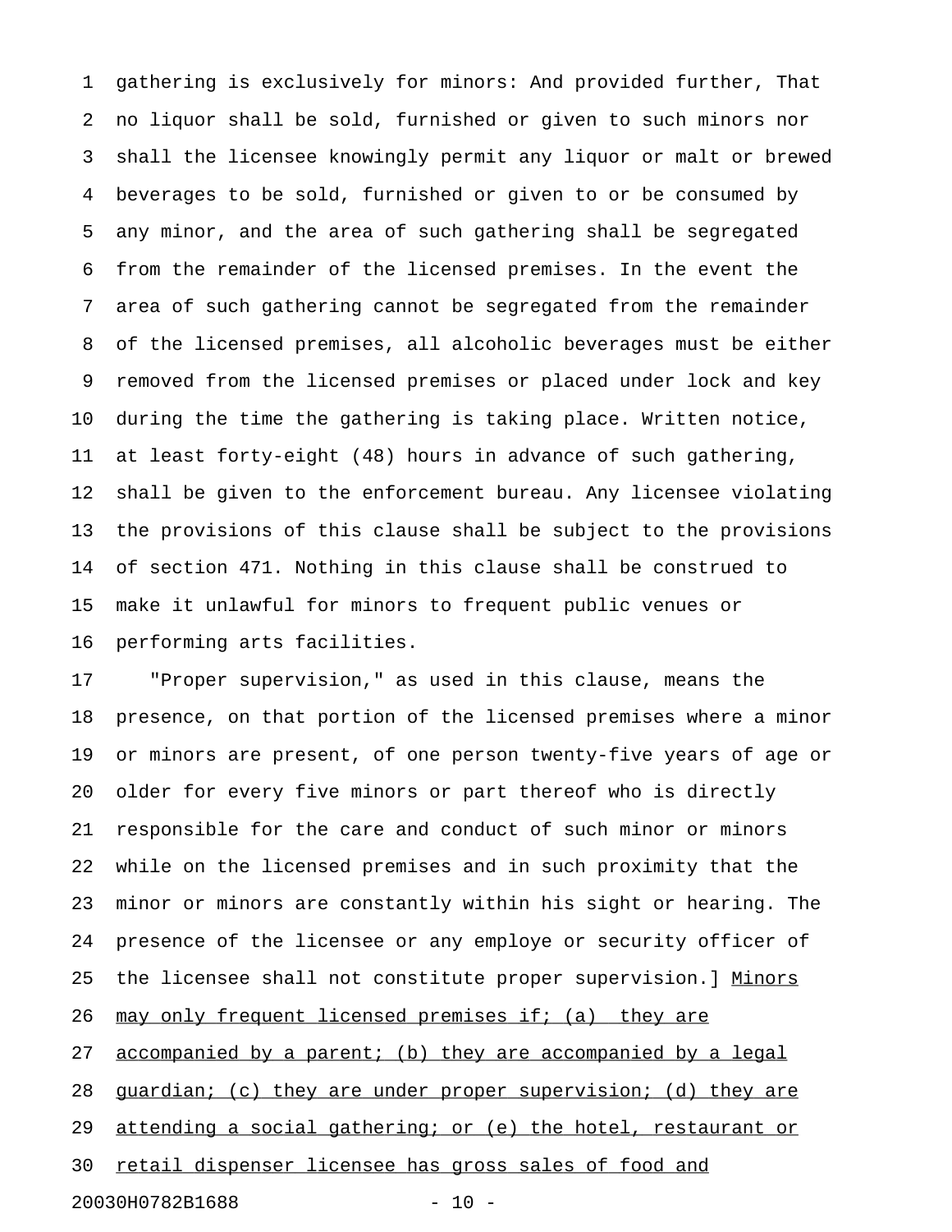gathering is exclusively for minors: And provided further, That no liquor shall be sold, furnished or given to such minors nor shall the licensee knowingly permit any liquor or malt or brewed beverages to be sold, furnished or given to or be consumed by any minor, and the area of such gathering shall be segregated from the remainder of the licensed premises. In the event the area of such gathering cannot be segregated from the remainder of the licensed premises, all alcoholic beverages must be either removed from the licensed premises or placed under lock and key during the time the gathering is taking place. Written notice, at least forty-eight (48) hours in advance of such gathering, shall be given to the enforcement bureau. Any licensee violating the provisions of this clause shall be subject to the provisions of section 471. Nothing in this clause shall be construed to make it unlawful for minors to frequent public venues or performing arts facilities.

"Proper supervision," as used in this clause, means the presence, on that portion of the licensed premises where a minor or minors are present, of one person twenty-five years of age or older for every five minors or part thereof who is directly responsible for the care and conduct of such minor or minors while on the licensed premises and in such proximity that the minor or minors are constantly within his sight or hearing. The presence of the licensee or any employe or security officer of the licensee shall not constitute proper supervision.] <u>Minors may only frequent licensed premises if; (a) they are accompanied by a parent; (b) they are accompanied by a legal guardian; (c) they are under proper supervision; (d) they are attending a social gathering; or (e) the hotel, restaurant or retail dispenser licensee has gross sales of food and</u>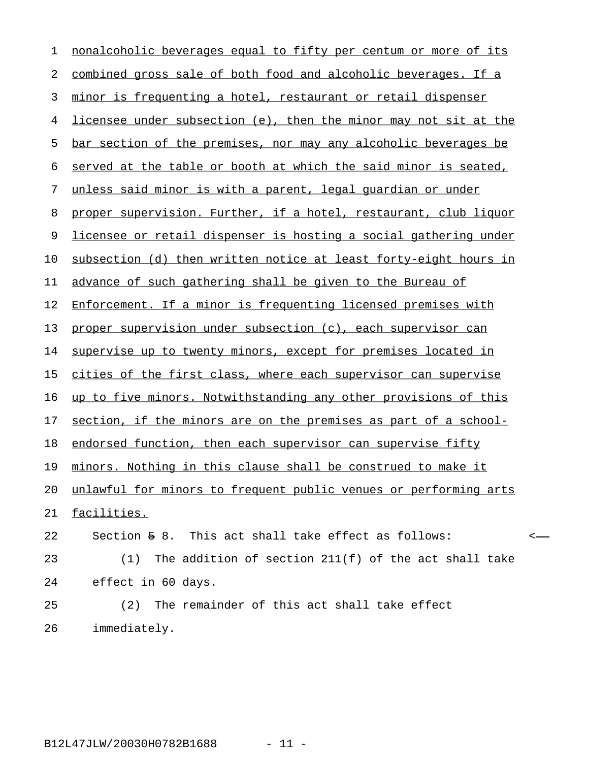nonalcoholic beverages equal to fifty per centum or more of its combined gross sale of both food and alcoholic beverages. If a minor is frequenting a hotel, restaurant or retail dispenser licensee under subsection (e), then the minor may not sit at the bar section of the premises, nor may any alcoholic beverages be served at the table or booth at which the said minor is seated, unless said minor is with a parent, legal guardian or under proper supervision. Further, if a hotel, restaurant, club liquor licensee or retail dispenser is hosting a social gathering under subsection (d) then written notice at least forty-eight hours in advance of such gathering shall be given to the Bureau of Enforcement. If a minor is frequenting licensed premises with proper supervision under subsection (c), each supervisor can supervise up to twenty minors, except for premises located in cities of the first class, where each supervisor can supervise up to five minors. Notwithstanding any other provisions of this section, if the minors are on the premises as part of a school-endorsed function, then each supervisor can supervise fifty minors. Nothing in this clause shall be construed to make it unlawful for minors to frequent public venues or performing arts facilities.

Section ~~5~~ 8. This act shall take effect as follows:

(1) The addition of section 211(f) of the act shall take effect in 60 days.

(2) The remainder of this act shall take effect immediately.